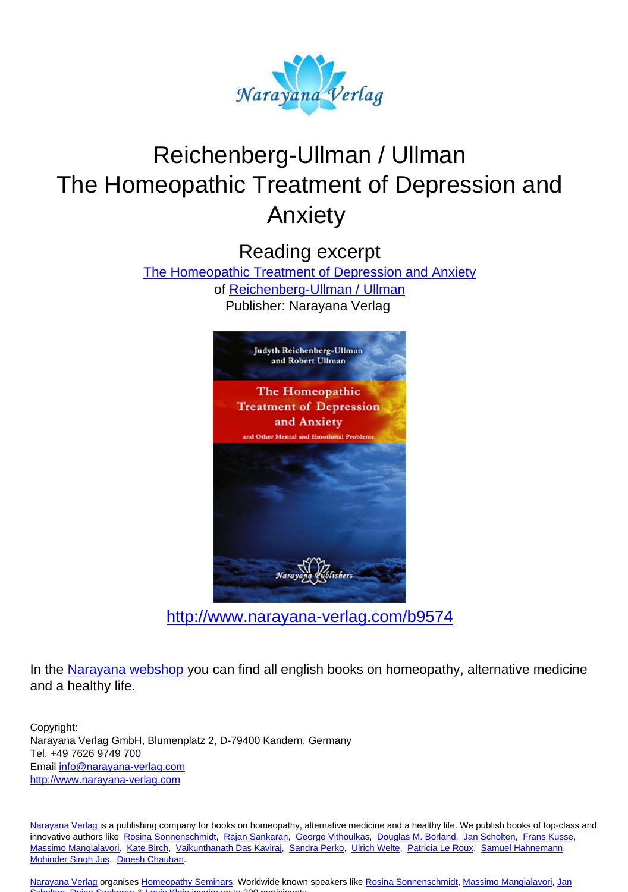# Reichenberg-Ullman / Ullman
# The Homeopathic Treatment of Depression and Anxiety

## Reading excerpt

The Homeopathic Treatment of Depression and Anxiety
of Reichenberg-Ullman / Ullman
Publisher: Narayana Verlag

http://www.narayana-verlag.com/b9574

In the Narayana webshop you can find all english books on homeopathy, alternative medicine and a healthy life.

Copyright:
Narayana Verlag GmbH, Blumenplatz 2, D-79400 Kandern, Germany
Tel. +49 7626 9749 700
Email info@narayana-verlag.com
http://www.narayana-verlag.com

Narayana Verlag is a publishing company for books on homeopathy, alternative medicine and a healthy life. We publish books of top-class and innovative authors like Rosina Sonnenschmidt, Rajan Sankaran, George Vithoulkas, Douglas M. Borland, Jan Scholten, Frans Kusse, Massimo Mangialavori, Kate Birch, Vaikunthanath Das Kaviraj, Sandra Perko, Ulrich Welte, Patricia Le Roux, Samuel Hahnemann, Mohinder Singh Jus, Dinesh Chauhan.

Narayana Verlag organises Homeopathy Seminars. Worldwide known speakers like Rosina Sonnenschmidt, Massimo Mangialavori, Jan Scholten, Rajan Sankaran & Louis Klein inspire up to 300 participiants.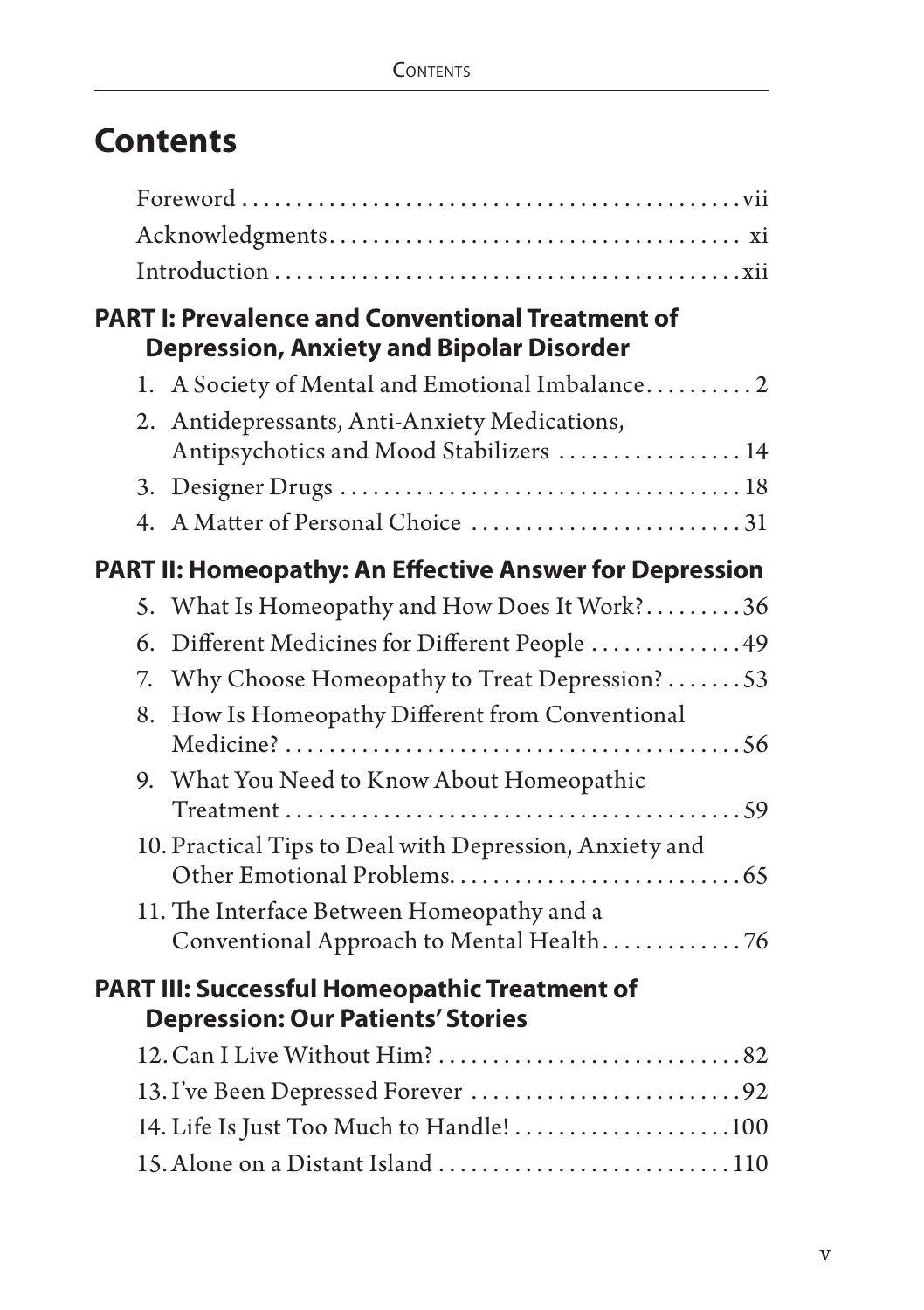# Contents

Foreword . . . . . . . . . . vii

Acknowledgments . . . . . . . . . . xi

Introduction . . . . . . . . . . xii

## PART I: Prevalence and Conventional Treatment of Depression, Anxiety and Bipolar Disorder

1. A Society of Mental and Emotional Imbalance . . . . . . . . . . 2
2. Antidepressants, Anti-Anxiety Medications, Antipsychotics and Mood Stabilizers . . . . . . . . . . 14
3. Designer Drugs . . . . . . . . . . 18
4. A Matter of Personal Choice . . . . . . . . . . 31

## PART II: Homeopathy: An Effective Answer for Depression

5. What Is Homeopathy and How Does It Work? . . . . . . . . . . 36
6. Different Medicines for Different People . . . . . . . . . . 49
7. Why Choose Homeopathy to Treat Depression? . . . . . . . . . . 53
8. How Is Homeopathy Different from Conventional Medicine? . . . . . . . . . . 56
9. What You Need to Know About Homeopathic Treatment . . . . . . . . . . 59
10. Practical Tips to Deal with Depression, Anxiety and Other Emotional Problems . . . . . . . . . . 65
11. The Interface Between Homeopathy and a Conventional Approach to Mental Health . . . . . . . . . . 76

## PART III: Successful Homeopathic Treatment of Depression: Our Patients' Stories

12. Can I Live Without Him? . . . . . . . . . . 82
13. I've Been Depressed Forever . . . . . . . . . . 92
14. Life Is Just Too Much to Handle! . . . . . . . . . . 100
15. Alone on a Distant Island . . . . . . . . . . 110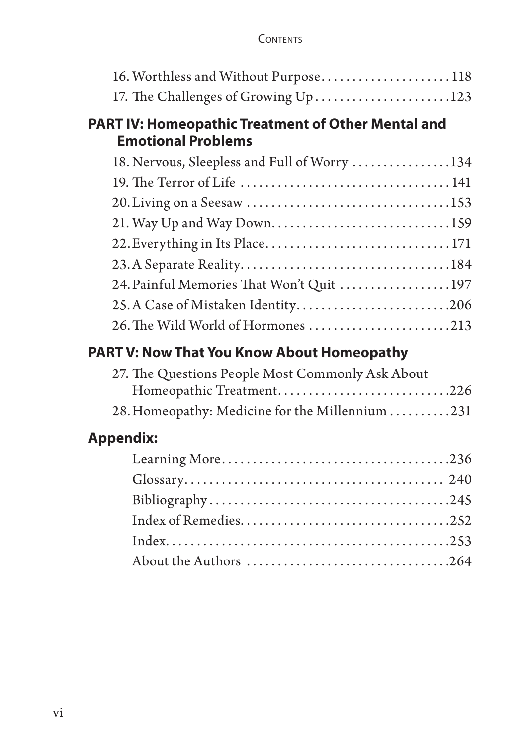16. Worthless and Without Purpose .................... 118
17. The Challenges of Growing Up ..................... 123

## PART IV: Homeopathic Treatment of Other Mental and Emotional Problems

18. Nervous, Sleepless and Full of Worry ............... 134
19. The Terror of Life ................................. 141
20. Living on a Seesaw ................................ 153
21. Way Up and Way Down ............................ 159
22. Everything in Its Place ............................. 171
23. A Separate Reality ................................. 184
24. Painful Memories That Won't Quit ................. 197
25. A Case of Mistaken Identity ........................ 206
26. The Wild World of Hormones ...................... 213

## PART V: Now That You Know About Homeopathy

27. The Questions People Most Commonly Ask About Homeopathic Treatment ........................... 226
28. Homeopathy: Medicine for the Millennium .......... 231

## Appendix:

Learning More ..................................... 236
Glossary .......................................... 240
Bibliography ....................................... 245
Index of Remedies .................................. 252
Index .............................................. 253
About the Authors ................................. 264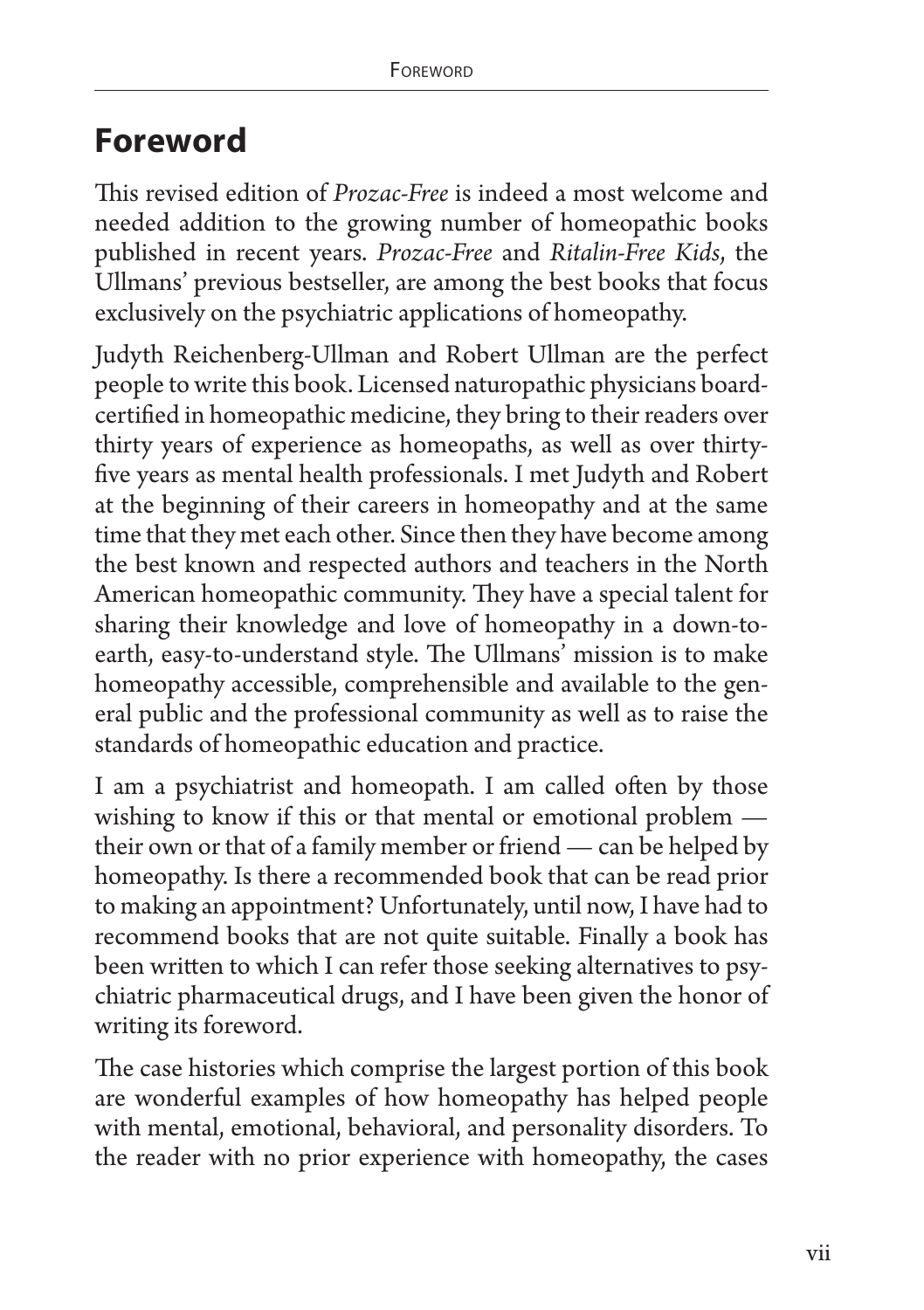# Foreword

This revised edition of *Prozac-Free* is indeed a most welcome and needed addition to the growing number of homeopathic books published in recent years. *Prozac-Free* and *Ritalin-Free Kids*, the Ullmans' previous bestseller, are among the best books that focus exclusively on the psychiatric applications of homeopathy.

Judyth Reichenberg-Ullman and Robert Ullman are the perfect people to write this book. Licensed naturopathic physicians board-certified in homeopathic medicine, they bring to their readers over thirty years of experience as homeopaths, as well as over thirty-five years as mental health professionals. I met Judyth and Robert at the beginning of their careers in homeopathy and at the same time that they met each other. Since then they have become among the best known and respected authors and teachers in the North American homeopathic community. They have a special talent for sharing their knowledge and love of homeopathy in a down-to-earth, easy-to-understand style. The Ullmans' mission is to make homeopathy accessible, comprehensible and available to the general public and the professional community as well as to raise the standards of homeopathic education and practice.

I am a psychiatrist and homeopath. I am called often by those wishing to know if this or that mental or emotional problem — their own or that of a family member or friend — can be helped by homeopathy. Is there a recommended book that can be read prior to making an appointment? Unfortunately, until now, I have had to recommend books that are not quite suitable. Finally a book has been written to which I can refer those seeking alternatives to psychiatric pharmaceutical drugs, and I have been given the honor of writing its foreword.

The case histories which comprise the largest portion of this book are wonderful examples of how homeopathy has helped people with mental, emotional, behavioral, and personality disorders. To the reader with no prior experience with homeopathy, the cases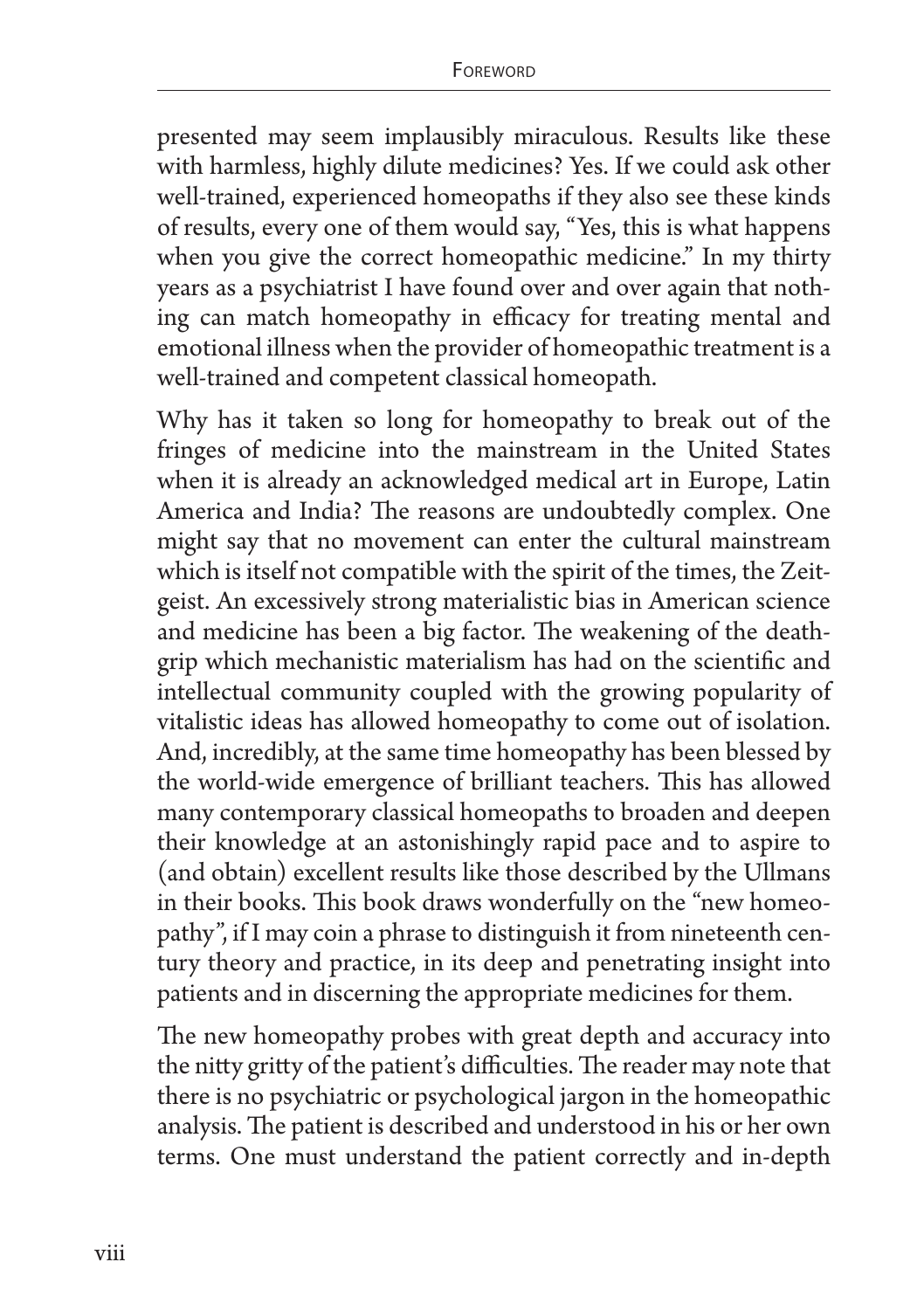presented may seem implausibly miraculous. Results like these with harmless, highly dilute medicines? Yes. If we could ask other well-trained, experienced homeopaths if they also see these kinds of results, every one of them would say, "Yes, this is what happens when you give the correct homeopathic medicine." In my thirty years as a psychiatrist I have found over and over again that nothing can match homeopathy in efficacy for treating mental and emotional illness when the provider of homeopathic treatment is a well-trained and competent classical homeopath.

Why has it taken so long for homeopathy to break out of the fringes of medicine into the mainstream in the United States when it is already an acknowledged medical art in Europe, Latin America and India? The reasons are undoubtedly complex. One might say that no movement can enter the cultural mainstream which is itself not compatible with the spirit of the times, the Zeitgeist. An excessively strong materialistic bias in American science and medicine has been a big factor. The weakening of the death-grip which mechanistic materialism has had on the scientific and intellectual community coupled with the growing popularity of vitalistic ideas has allowed homeopathy to come out of isolation. And, incredibly, at the same time homeopathy has been blessed by the world-wide emergence of brilliant teachers. This has allowed many contemporary classical homeopaths to broaden and deepen their knowledge at an astonishingly rapid pace and to aspire to (and obtain) excellent results like those described by the Ullmans in their books. This book draws wonderfully on the "new homeopathy", if I may coin a phrase to distinguish it from nineteenth century theory and practice, in its deep and penetrating insight into patients and in discerning the appropriate medicines for them.

The new homeopathy probes with great depth and accuracy into the nitty gritty of the patient's difficulties. The reader may note that there is no psychiatric or psychological jargon in the homeopathic analysis. The patient is described and understood in his or her own terms. One must understand the patient correctly and in-depth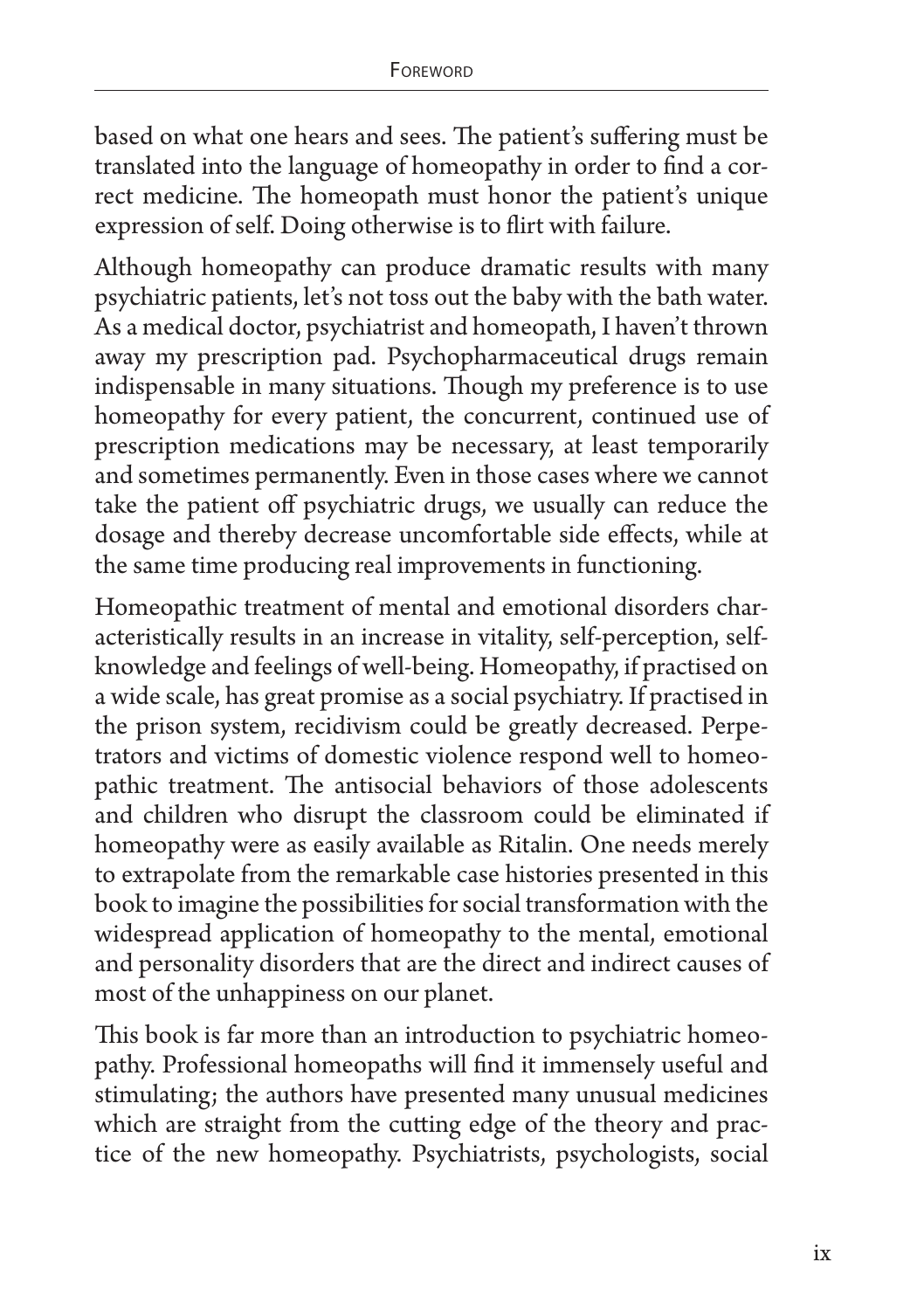based on what one hears and sees. The patient's suffering must be translated into the language of homeopathy in order to find a correct medicine. The homeopath must honor the patient's unique expression of self. Doing otherwise is to flirt with failure.

Although homeopathy can produce dramatic results with many psychiatric patients, let's not toss out the baby with the bath water. As a medical doctor, psychiatrist and homeopath, I haven't thrown away my prescription pad. Psychopharmaceutical drugs remain indispensable in many situations. Though my preference is to use homeopathy for every patient, the concurrent, continued use of prescription medications may be necessary, at least temporarily and sometimes permanently. Even in those cases where we cannot take the patient off psychiatric drugs, we usually can reduce the dosage and thereby decrease uncomfortable side effects, while at the same time producing real improvements in functioning.

Homeopathic treatment of mental and emotional disorders characteristically results in an increase in vitality, self-perception, self-knowledge and feelings of well-being. Homeopathy, if practised on a wide scale, has great promise as a social psychiatry. If practised in the prison system, recidivism could be greatly decreased. Perpetrators and victims of domestic violence respond well to homeopathic treatment. The antisocial behaviors of those adolescents and children who disrupt the classroom could be eliminated if homeopathy were as easily available as Ritalin. One needs merely to extrapolate from the remarkable case histories presented in this book to imagine the possibilities for social transformation with the widespread application of homeopathy to the mental, emotional and personality disorders that are the direct and indirect causes of most of the unhappiness on our planet.

This book is far more than an introduction to psychiatric homeopathy. Professional homeopaths will find it immensely useful and stimulating; the authors have presented many unusual medicines which are straight from the cutting edge of the theory and practice of the new homeopathy. Psychiatrists, psychologists, social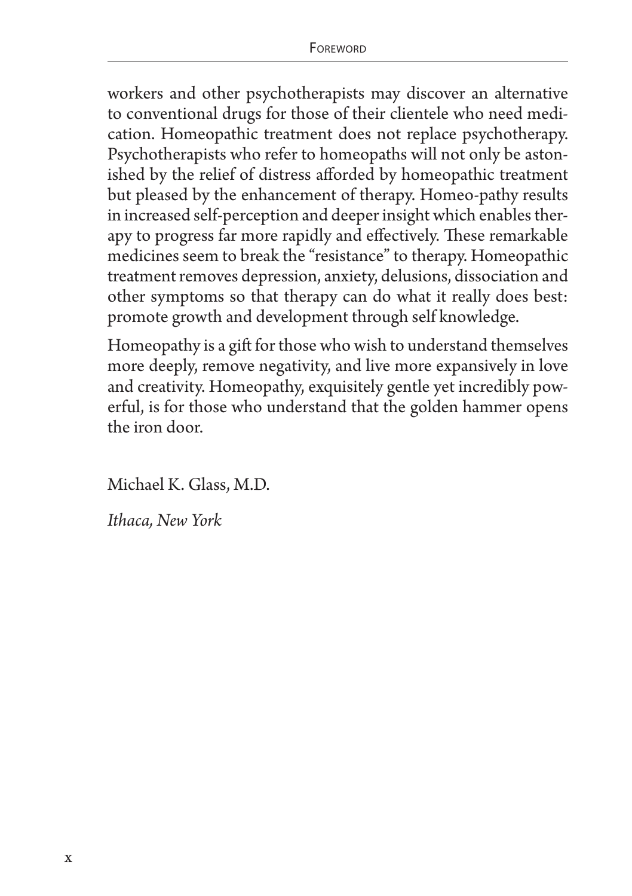workers and other psychotherapists may discover an alternative to conventional drugs for those of their clientele who need medication. Homeopathic treatment does not replace psychotherapy. Psychotherapists who refer to homeopaths will not only be astonished by the relief of distress afforded by homeopathic treatment but pleased by the enhancement of therapy. Homeo-pathy results in increased self-perception and deeper insight which enables therapy to progress far more rapidly and effectively. These remarkable medicines seem to break the "resistance" to therapy. Homeopathic treatment removes depression, anxiety, delusions, dissociation and other symptoms so that therapy can do what it really does best: promote growth and development through self knowledge.

Homeopathy is a gift for those who wish to understand themselves more deeply, remove negativity, and live more expansively in love and creativity. Homeopathy, exquisitely gentle yet incredibly powerful, is for those who understand that the golden hammer opens the iron door.

Michael K. Glass, M.D.

*Ithaca, New York*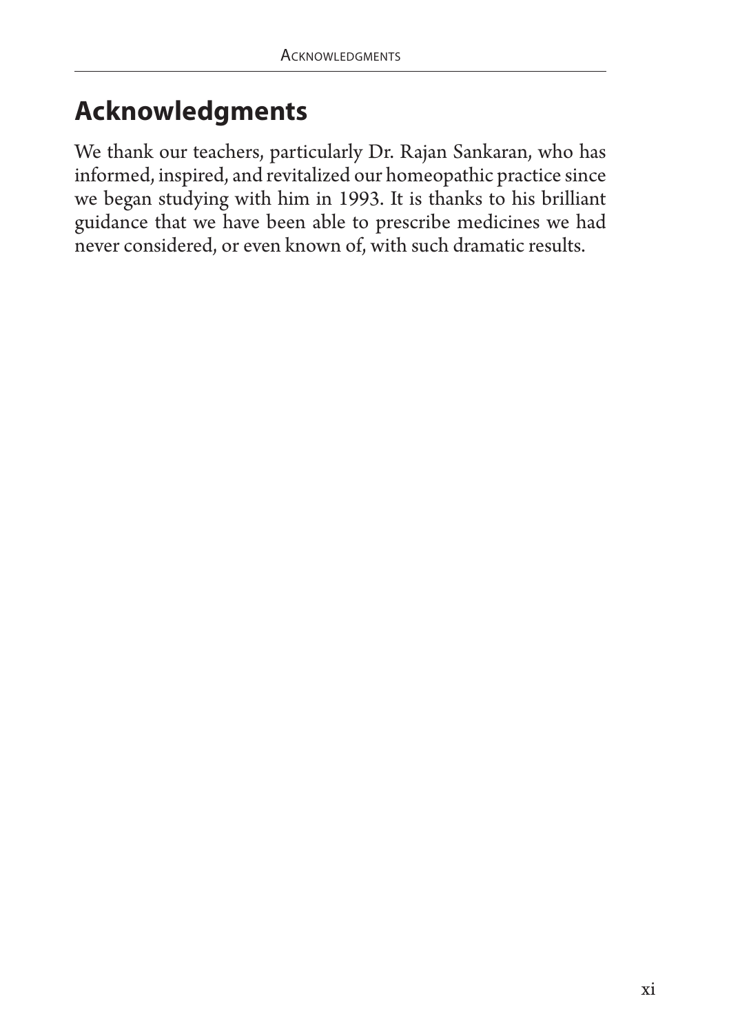# Acknowledgments

We thank our teachers, particularly Dr. Rajan Sankaran, who has informed, inspired, and revitalized our homeopathic practice since we began studying with him in 1993. It is thanks to his brilliant guidance that we have been able to prescribe medicines we had never considered, or even known of, with such dramatic results.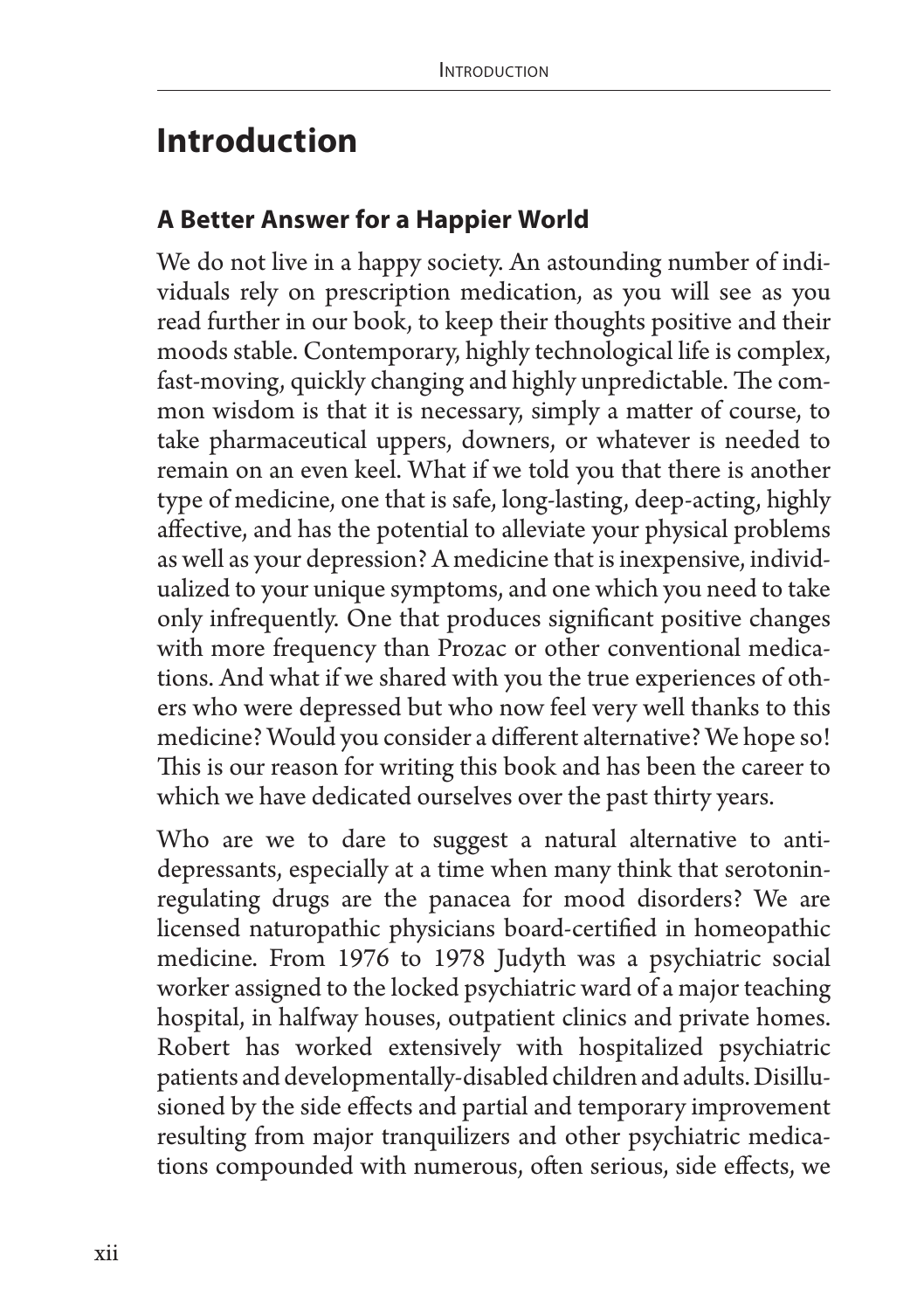# Introduction

## A Better Answer for a Happier World

We do not live in a happy society. An astounding number of individuals rely on prescription medication, as you will see as you read further in our book, to keep their thoughts positive and their moods stable. Contemporary, highly technological life is complex, fast-moving, quickly changing and highly unpredictable. The common wisdom is that it is necessary, simply a matter of course, to take pharmaceutical uppers, downers, or whatever is needed to remain on an even keel. What if we told you that there is another type of medicine, one that is safe, long-lasting, deep-acting, highly affective, and has the potential to alleviate your physical problems as well as your depression? A medicine that is inexpensive, individualized to your unique symptoms, and one which you need to take only infrequently. One that produces significant positive changes with more frequency than Prozac or other conventional medications. And what if we shared with you the true experiences of others who were depressed but who now feel very well thanks to this medicine? Would you consider a different alternative? We hope so! This is our reason for writing this book and has been the career to which we have dedicated ourselves over the past thirty years.

Who are we to dare to suggest a natural alternative to antidepressants, especially at a time when many think that serotonin-regulating drugs are the panacea for mood disorders? We are licensed naturopathic physicians board-certified in homeopathic medicine. From 1976 to 1978 Judyth was a psychiatric social worker assigned to the locked psychiatric ward of a major teaching hospital, in halfway houses, outpatient clinics and private homes. Robert has worked extensively with hospitalized psychiatric patients and developmentally-disabled children and adults. Disillusioned by the side effects and partial and temporary improvement resulting from major tranquilizers and other psychiatric medications compounded with numerous, often serious, side effects, we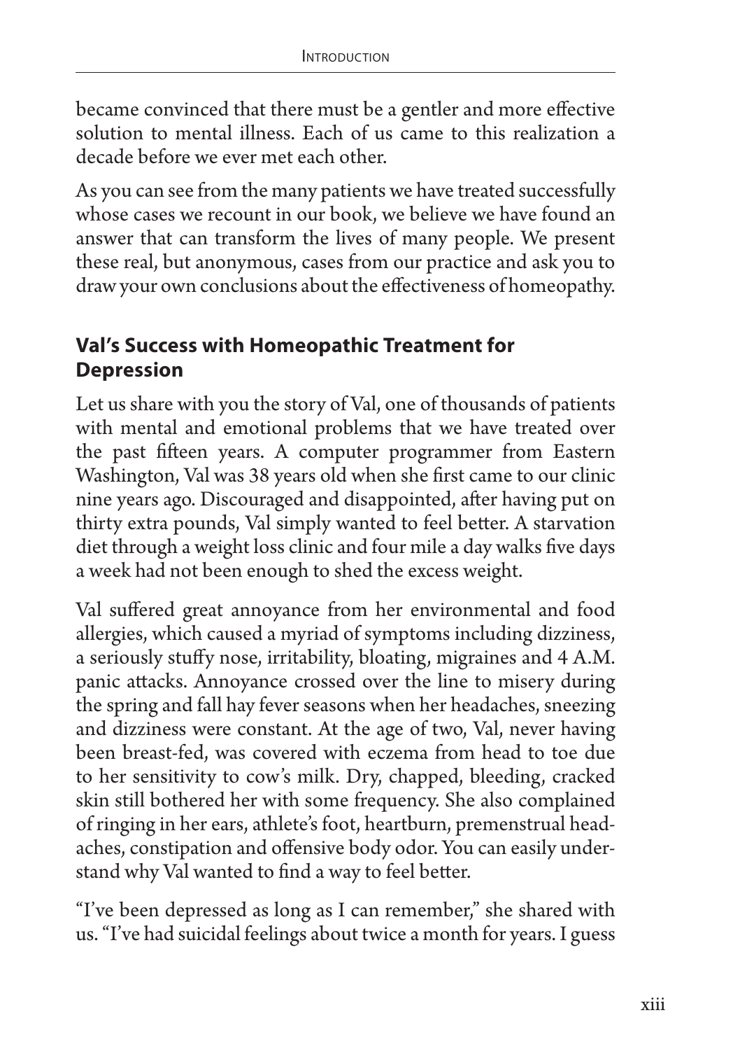became convinced that there must be a gentler and more effective solution to mental illness. Each of us came to this realization a decade before we ever met each other.

As you can see from the many patients we have treated successfully whose cases we recount in our book, we believe we have found an answer that can transform the lives of many people. We present these real, but anonymous, cases from our practice and ask you to draw your own conclusions about the effectiveness of homeopathy.

## Val's Success with Homeopathic Treatment for Depression

Let us share with you the story of Val, one of thousands of patients with mental and emotional problems that we have treated over the past fifteen years. A computer programmer from Eastern Washington, Val was 38 years old when she first came to our clinic nine years ago. Discouraged and disappointed, after having put on thirty extra pounds, Val simply wanted to feel better. A starvation diet through a weight loss clinic and four mile a day walks five days a week had not been enough to shed the excess weight.

Val suffered great annoyance from her environmental and food allergies, which caused a myriad of symptoms including dizziness, a seriously stuffy nose, irritability, bloating, migraines and 4 A.M. panic attacks. Annoyance crossed over the line to misery during the spring and fall hay fever seasons when her headaches, sneezing and dizziness were constant. At the age of two, Val, never having been breast-fed, was covered with eczema from head to toe due to her sensitivity to cow's milk. Dry, chapped, bleeding, cracked skin still bothered her with some frequency. She also complained of ringing in her ears, athlete's foot, heartburn, premenstrual headaches, constipation and offensive body odor. You can easily understand why Val wanted to find a way to feel better.

"I've been depressed as long as I can remember," she shared with us. "I've had suicidal feelings about twice a month for years. I guess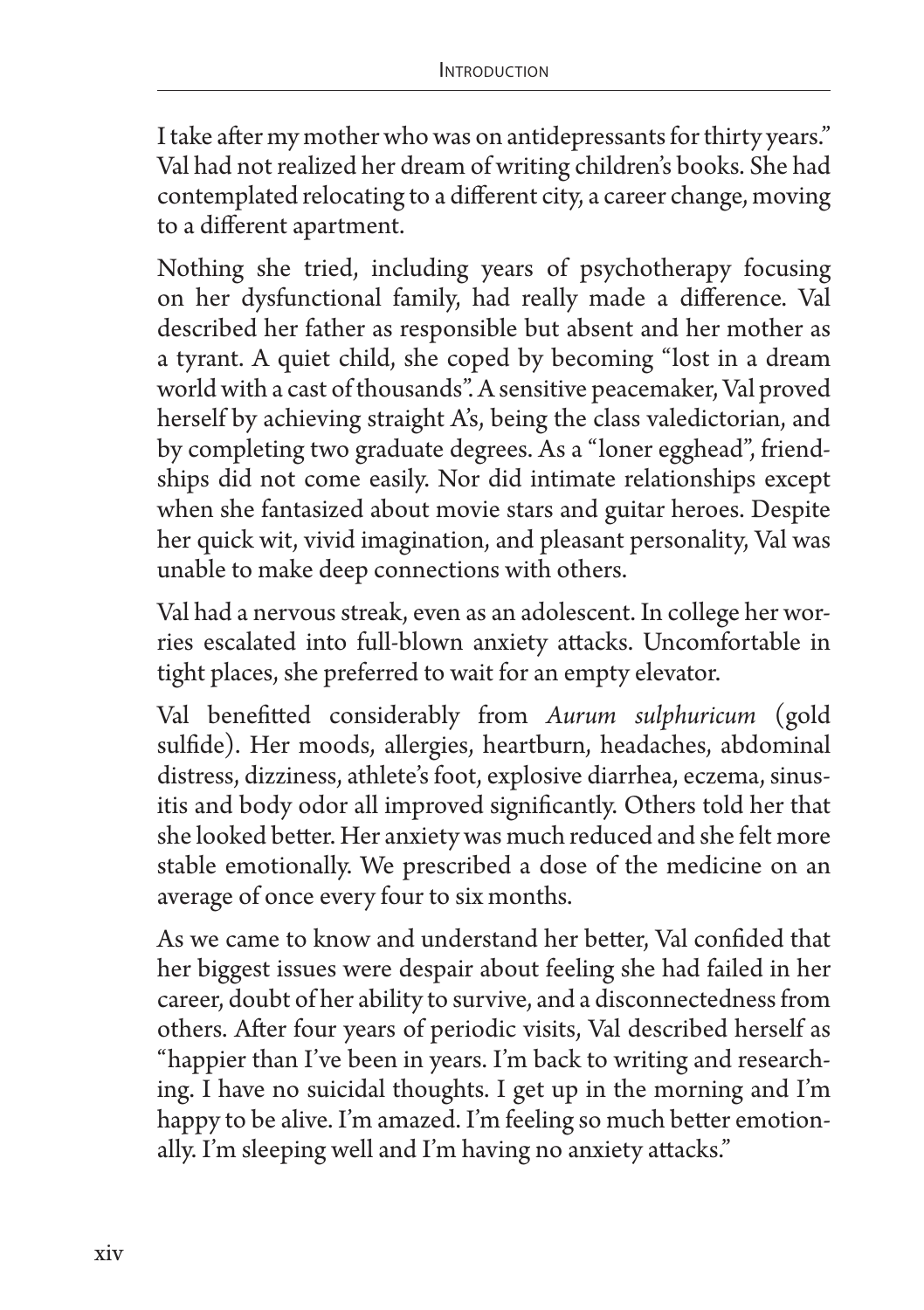I take after my mother who was on antidepressants for thirty years." Val had not realized her dream of writing children's books. She had contemplated relocating to a different city, a career change, moving to a different apartment.

Nothing she tried, including years of psychotherapy focusing on her dysfunctional family, had really made a difference. Val described her father as responsible but absent and her mother as a tyrant. A quiet child, she coped by becoming "lost in a dream world with a cast of thousands". A sensitive peacemaker, Val proved herself by achieving straight A's, being the class valedictorian, and by completing two graduate degrees. As a "loner egghead", friendships did not come easily. Nor did intimate relationships except when she fantasized about movie stars and guitar heroes. Despite her quick wit, vivid imagination, and pleasant personality, Val was unable to make deep connections with others.

Val had a nervous streak, even as an adolescent. In college her worries escalated into full-blown anxiety attacks. Uncomfortable in tight places, she preferred to wait for an empty elevator.

Val benefitted considerably from *Aurum sulphuricum* (gold sulfide). Her moods, allergies, heartburn, headaches, abdominal distress, dizziness, athlete's foot, explosive diarrhea, eczema, sinusitis and body odor all improved significantly. Others told her that she looked better. Her anxiety was much reduced and she felt more stable emotionally. We prescribed a dose of the medicine on an average of once every four to six months.

As we came to know and understand her better, Val confided that her biggest issues were despair about feeling she had failed in her career, doubt of her ability to survive, and a disconnectedness from others. After four years of periodic visits, Val described herself as "happier than I've been in years. I'm back to writing and researching. I have no suicidal thoughts. I get up in the morning and I'm happy to be alive. I'm amazed. I'm feeling so much better emotionally. I'm sleeping well and I'm having no anxiety attacks."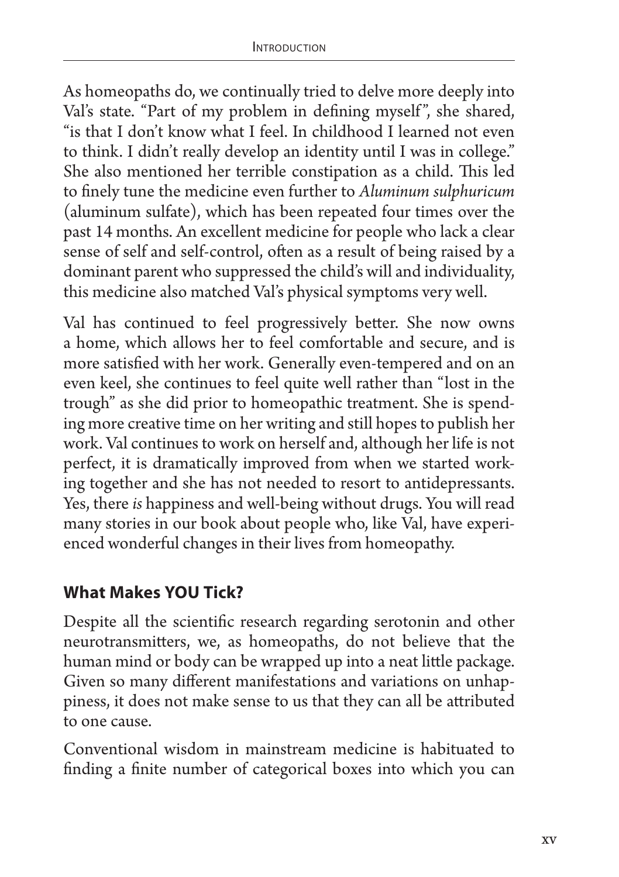As homeopaths do, we continually tried to delve more deeply into Val's state. "Part of my problem in defining myself", she shared, "is that I don't know what I feel. In childhood I learned not even to think. I didn't really develop an identity until I was in college." She also mentioned her terrible constipation as a child. This led to finely tune the medicine even further to *Aluminum sulphuricum* (aluminum sulfate), which has been repeated four times over the past 14 months. An excellent medicine for people who lack a clear sense of self and self-control, often as a result of being raised by a dominant parent who suppressed the child's will and individuality, this medicine also matched Val's physical symptoms very well.

Val has continued to feel progressively better. She now owns a home, which allows her to feel comfortable and secure, and is more satisfied with her work. Generally even-tempered and on an even keel, she continues to feel quite well rather than "lost in the trough" as she did prior to homeopathic treatment. She is spending more creative time on her writing and still hopes to publish her work. Val continues to work on herself and, although her life is not perfect, it is dramatically improved from when we started working together and she has not needed to resort to antidepressants. Yes, there *is* happiness and well-being without drugs. You will read many stories in our book about people who, like Val, have experienced wonderful changes in their lives from homeopathy.

## What Makes YOU Tick?

Despite all the scientific research regarding serotonin and other neurotransmitters, we, as homeopaths, do not believe that the human mind or body can be wrapped up into a neat little package. Given so many different manifestations and variations on unhappiness, it does not make sense to us that they can all be attributed to one cause.

Conventional wisdom in mainstream medicine is habituated to finding a finite number of categorical boxes into which you can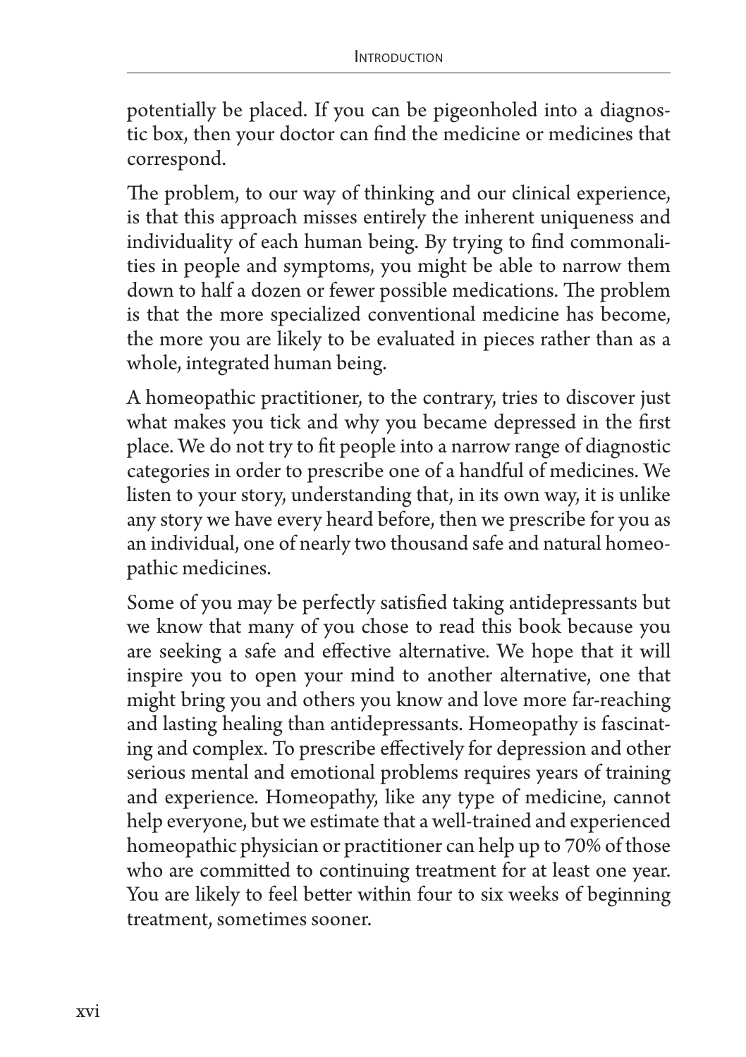potentially be placed. If you can be pigeonholed into a diagnostic box, then your doctor can find the medicine or medicines that correspond.

The problem, to our way of thinking and our clinical experience, is that this approach misses entirely the inherent uniqueness and individuality of each human being. By trying to find commonalities in people and symptoms, you might be able to narrow them down to half a dozen or fewer possible medications. The problem is that the more specialized conventional medicine has become, the more you are likely to be evaluated in pieces rather than as a whole, integrated human being.

A homeopathic practitioner, to the contrary, tries to discover just what makes you tick and why you became depressed in the first place. We do not try to fit people into a narrow range of diagnostic categories in order to prescribe one of a handful of medicines. We listen to your story, understanding that, in its own way, it is unlike any story we have every heard before, then we prescribe for you as an individual, one of nearly two thousand safe and natural homeopathic medicines.

Some of you may be perfectly satisfied taking antidepressants but we know that many of you chose to read this book because you are seeking a safe and effective alternative. We hope that it will inspire you to open your mind to another alternative, one that might bring you and others you know and love more far-reaching and lasting healing than antidepressants. Homeopathy is fascinating and complex. To prescribe effectively for depression and other serious mental and emotional problems requires years of training and experience. Homeopathy, like any type of medicine, cannot help everyone, but we estimate that a well-trained and experienced homeopathic physician or practitioner can help up to 70% of those who are committed to continuing treatment for at least one year. You are likely to feel better within four to six weeks of beginning treatment, sometimes sooner.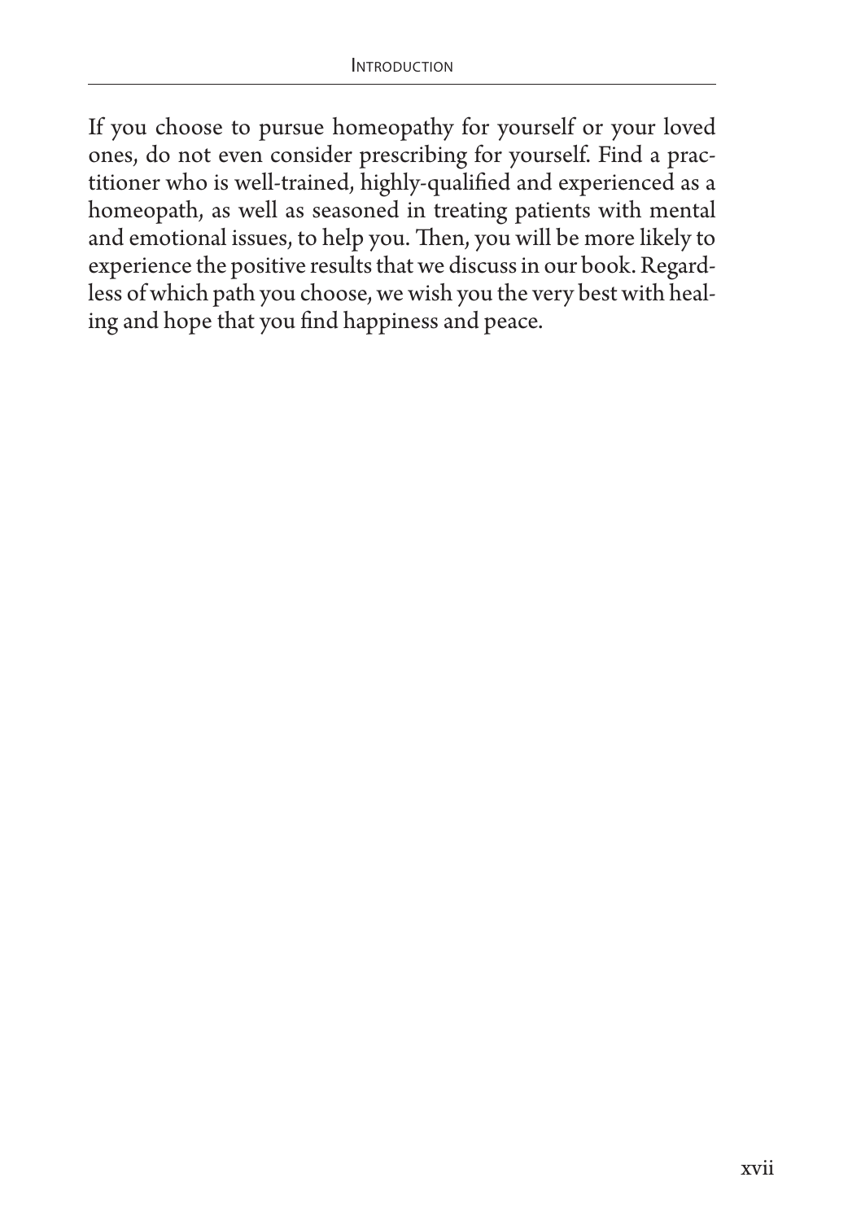If you choose to pursue homeopathy for yourself or your loved ones, do not even consider prescribing for yourself. Find a practitioner who is well-trained, highly-qualified and experienced as a homeopath, as well as seasoned in treating patients with mental and emotional issues, to help you. Then, you will be more likely to experience the positive results that we discuss in our book. Regardless of which path you choose, we wish you the very best with healing and hope that you find happiness and peace.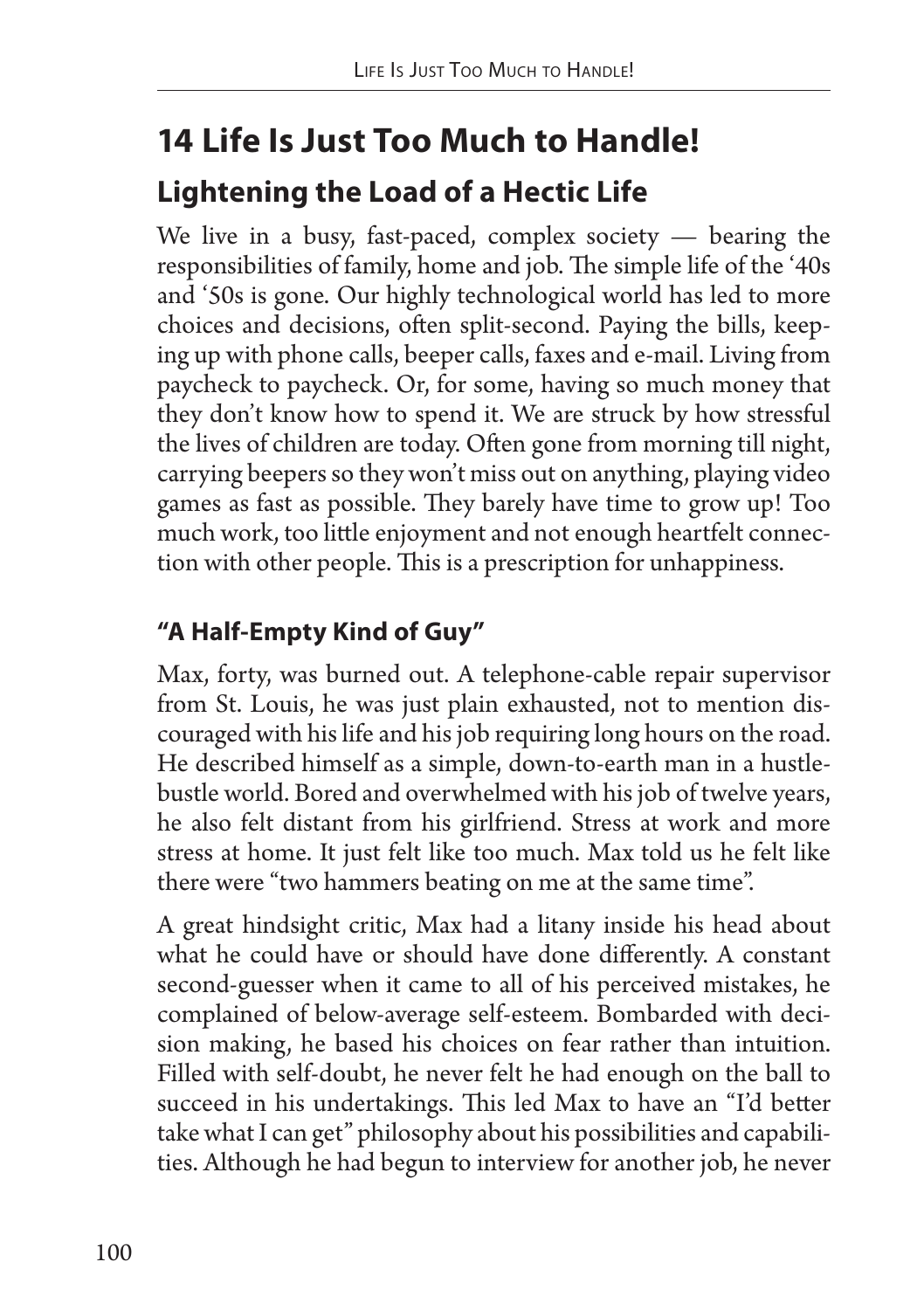# 14 Life Is Just Too Much to Handle!

## Lightening the Load of a Hectic Life

We live in a busy, fast-paced, complex society — bearing the responsibilities of family, home and job. The simple life of the '40s and '50s is gone. Our highly technological world has led to more choices and decisions, often split-second. Paying the bills, keeping up with phone calls, beeper calls, faxes and e-mail. Living from paycheck to paycheck. Or, for some, having so much money that they don't know how to spend it. We are struck by how stressful the lives of children are today. Often gone from morning till night, carrying beepers so they won't miss out on anything, playing video games as fast as possible. They barely have time to grow up! Too much work, too little enjoyment and not enough heartfelt connection with other people. This is a prescription for unhappiness.

### "A Half-Empty Kind of Guy"

Max, forty, was burned out. A telephone-cable repair supervisor from St. Louis, he was just plain exhausted, not to mention discouraged with his life and his job requiring long hours on the road. He described himself as a simple, down-to-earth man in a hustle-bustle world. Bored and overwhelmed with his job of twelve years, he also felt distant from his girlfriend. Stress at work and more stress at home. It just felt like too much. Max told us he felt like there were "two hammers beating on me at the same time".

A great hindsight critic, Max had a litany inside his head about what he could have or should have done differently. A constant second-guesser when it came to all of his perceived mistakes, he complained of below-average self-esteem. Bombarded with decision making, he based his choices on fear rather than intuition. Filled with self-doubt, he never felt he had enough on the ball to succeed in his undertakings. This led Max to have an "I'd better take what I can get" philosophy about his possibilities and capabilities. Although he had begun to interview for another job, he never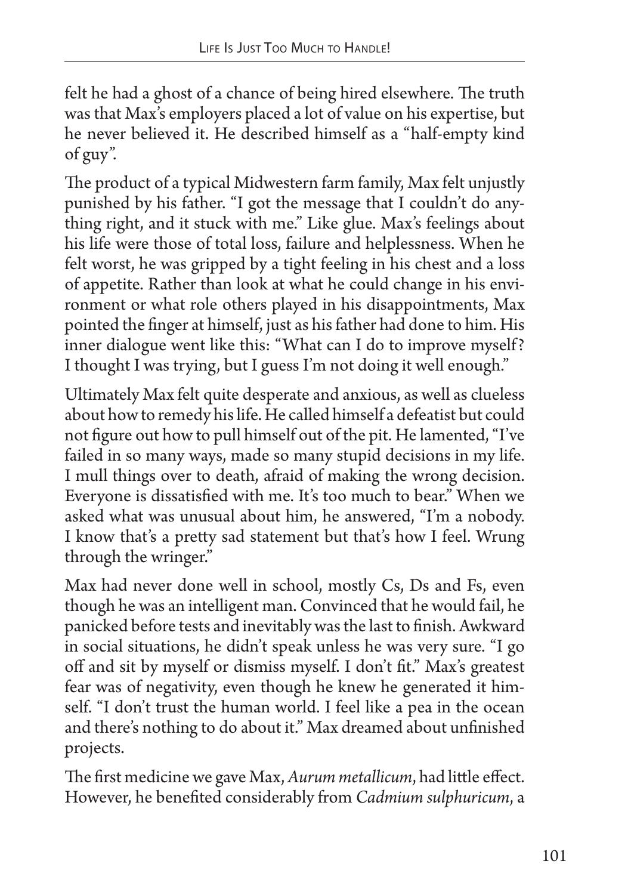felt he had a ghost of a chance of being hired elsewhere. The truth was that Max's employers placed a lot of value on his expertise, but he never believed it. He described himself as a "half-empty kind of guy".

The product of a typical Midwestern farm family, Max felt unjustly punished by his father. "I got the message that I couldn't do anything right, and it stuck with me." Like glue. Max's feelings about his life were those of total loss, failure and helplessness. When he felt worst, he was gripped by a tight feeling in his chest and a loss of appetite. Rather than look at what he could change in his environment or what role others played in his disappointments, Max pointed the finger at himself, just as his father had done to him. His inner dialogue went like this: "What can I do to improve myself? I thought I was trying, but I guess I'm not doing it well enough."

Ultimately Max felt quite desperate and anxious, as well as clueless about how to remedy his life. He called himself a defeatist but could not figure out how to pull himself out of the pit. He lamented, "I've failed in so many ways, made so many stupid decisions in my life. I mull things over to death, afraid of making the wrong decision. Everyone is dissatisfied with me. It's too much to bear." When we asked what was unusual about him, he answered, "I'm a nobody. I know that's a pretty sad statement but that's how I feel. Wrung through the wringer."

Max had never done well in school, mostly Cs, Ds and Fs, even though he was an intelligent man. Convinced that he would fail, he panicked before tests and inevitably was the last to finish. Awkward in social situations, he didn't speak unless he was very sure. "I go off and sit by myself or dismiss myself. I don't fit." Max's greatest fear was of negativity, even though he knew he generated it himself. "I don't trust the human world. I feel like a pea in the ocean and there's nothing to do about it." Max dreamed about unfinished projects.

The first medicine we gave Max, *Aurum metallicum*, had little effect. However, he benefited considerably from *Cadmium sulphuricum*, a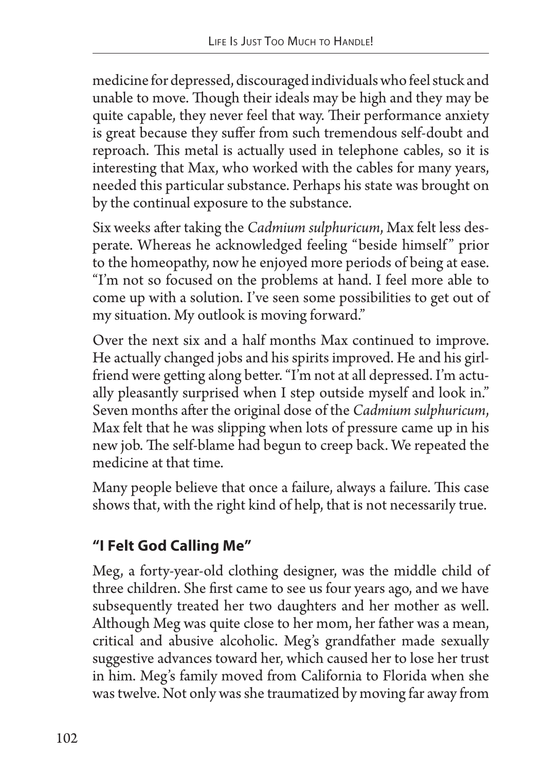medicine for depressed, discouraged individuals who feel stuck and unable to move. Though their ideals may be high and they may be quite capable, they never feel that way. Their performance anxiety is great because they suffer from such tremendous self-doubt and reproach. This metal is actually used in telephone cables, so it is interesting that Max, who worked with the cables for many years, needed this particular substance. Perhaps his state was brought on by the continual exposure to the substance.

Six weeks after taking the *Cadmium sulphuricum*, Max felt less desperate. Whereas he acknowledged feeling "beside himself" prior to the homeopathy, now he enjoyed more periods of being at ease. "I'm not so focused on the problems at hand. I feel more able to come up with a solution. I've seen some possibilities to get out of my situation. My outlook is moving forward."

Over the next six and a half months Max continued to improve. He actually changed jobs and his spirits improved. He and his girlfriend were getting along better. "I'm not at all depressed. I'm actually pleasantly surprised when I step outside myself and look in." Seven months after the original dose of the *Cadmium sulphuricum*, Max felt that he was slipping when lots of pressure came up in his new job. The self-blame had begun to creep back. We repeated the medicine at that time.

Many people believe that once a failure, always a failure. This case shows that, with the right kind of help, that is not necessarily true.

### "I Felt God Calling Me"

Meg, a forty-year-old clothing designer, was the middle child of three children. She first came to see us four years ago, and we have subsequently treated her two daughters and her mother as well. Although Meg was quite close to her mom, her father was a mean, critical and abusive alcoholic. Meg's grandfather made sexually suggestive advances toward her, which caused her to lose her trust in him. Meg's family moved from California to Florida when she was twelve. Not only was she traumatized by moving far away from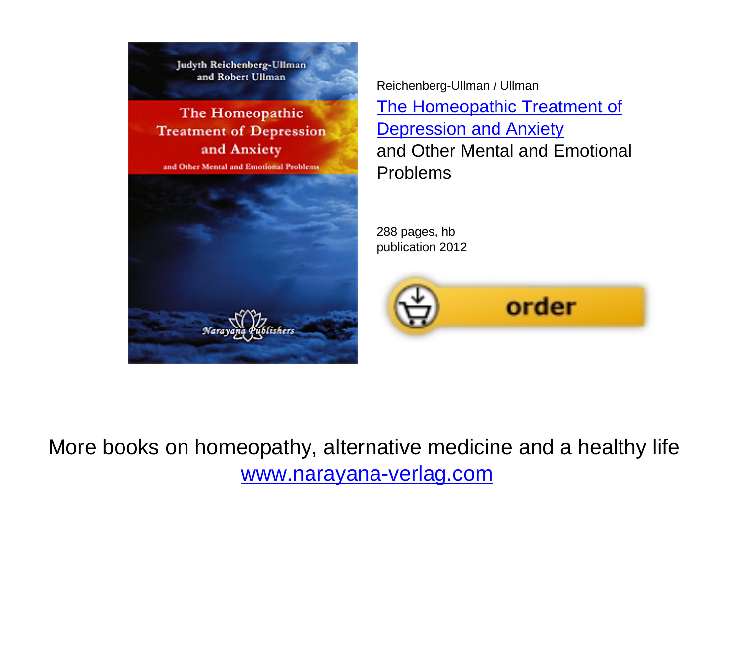Reichenberg-Ullman / Ullman

[The Homeopathic Treatment of Depression and Anxiety](#)

and Other Mental and Emotional Problems

288 pages, hb
publication 2012

order

More books on homeopathy, alternative medicine and a healthy life
[www.narayana-verlag.com](http://www.narayana-verlag.com)